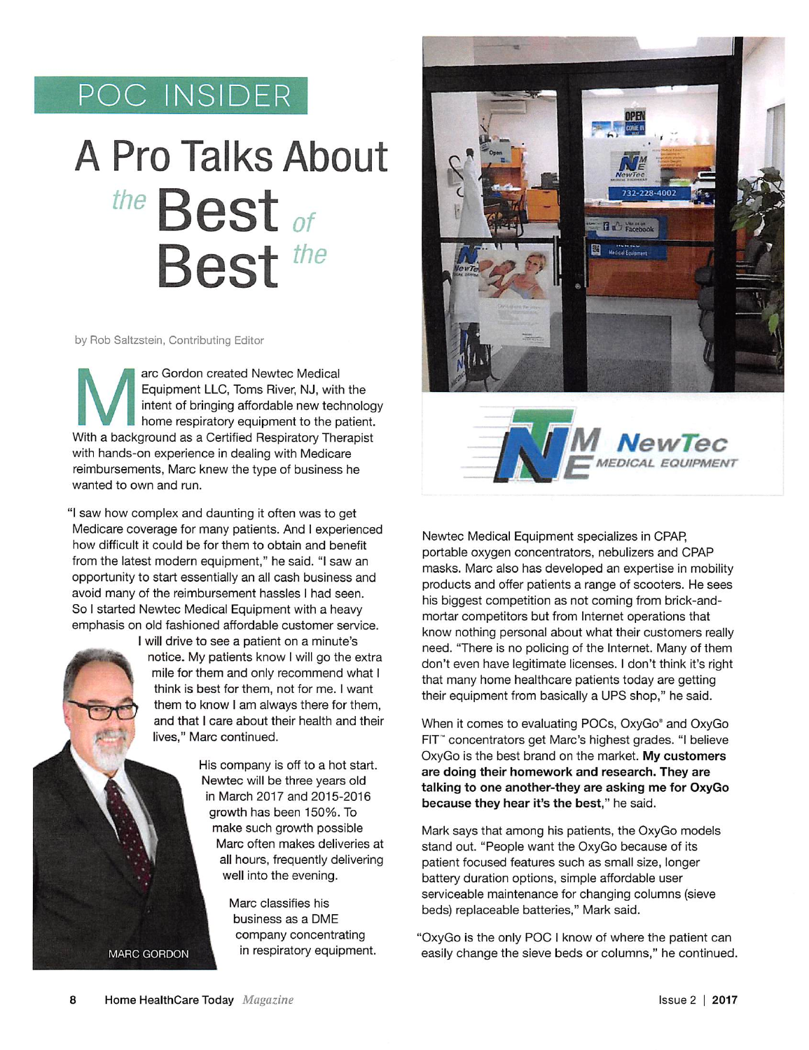POC INSIDER

# A Pro Talks About the Best of the Best

by Rob Saltzstein, Contributing Editor

Marc Gordon created Newtec Medical Equipment LLC, Toms River, NJ, with the intent of bringing affordable new technology home respiratory equipment to the patient. With a background as a Certified Respiratory Therapist with hands-on experience in dealing with Medicare reimbursements, Marc knew the type of business he wanted to own and run.

"I saw how complex and daunting it often was to get Medicare coverage for many patients. And I experienced how difficult it could be for them to obtain and benefit from the latest modern equipment," he said. "I saw an opportunity to start essentially an all cash business and avoid many of the reimbursement hassles I had seen. So I started Newtec Medical Equipment with a heavy emphasis on old fashioned affordable customer service. I will drive to see a patient on a minute's notice. My patients know I will go the extra mile for them and only recommend what I think is best for them, not for me. I want them to know I am always there for them, and that I care about their health and their lives," Marc continued.

MARC GORDON

His company is off to a hot start. Newtec will be three years old in March 2017 and 2015-2016 growth has been 150%. To make such growth possible Marc often makes deliveries at all hours, frequently delivering well into the evening.

Marc classifies his business as a DME company concentrating in respiratory equipment.

NewTec MEDICAL EQUIPMENT

Newtec Medical Equipment specializes in CPAP, portable oxygen concentrators, nebulizers and CPAP masks. Marc also has developed an expertise in mobility products and offer patients a range of scooters. He sees his biggest competition as not coming from brick-and-mortar competitors but from Internet operations that know nothing personal about what their customers really need. "There is no policing of the Internet. Many of them don't even have legitimate licenses. I don't think it's right that many home healthcare patients today are getting their equipment from basically a UPS shop," he said.

When it comes to evaluating POCs, OxyGo® and OxyGo FIT™ concentrators get Marc's highest grades. "I believe OxyGo is the best brand on the market. **My customers are doing their homework and research. They are talking to one another-they are asking me for OxyGo because they hear it's the best,**" he said.

Mark says that among his patients, the OxyGo models stand out. "People want the OxyGo because of its patient focused features such as small size, longer battery duration options, simple affordable user serviceable maintenance for changing columns (sieve beds) replaceable batteries," Mark said.

"OxyGo is the only POC I know of where the patient can easily change the sieve beds or columns," he continued.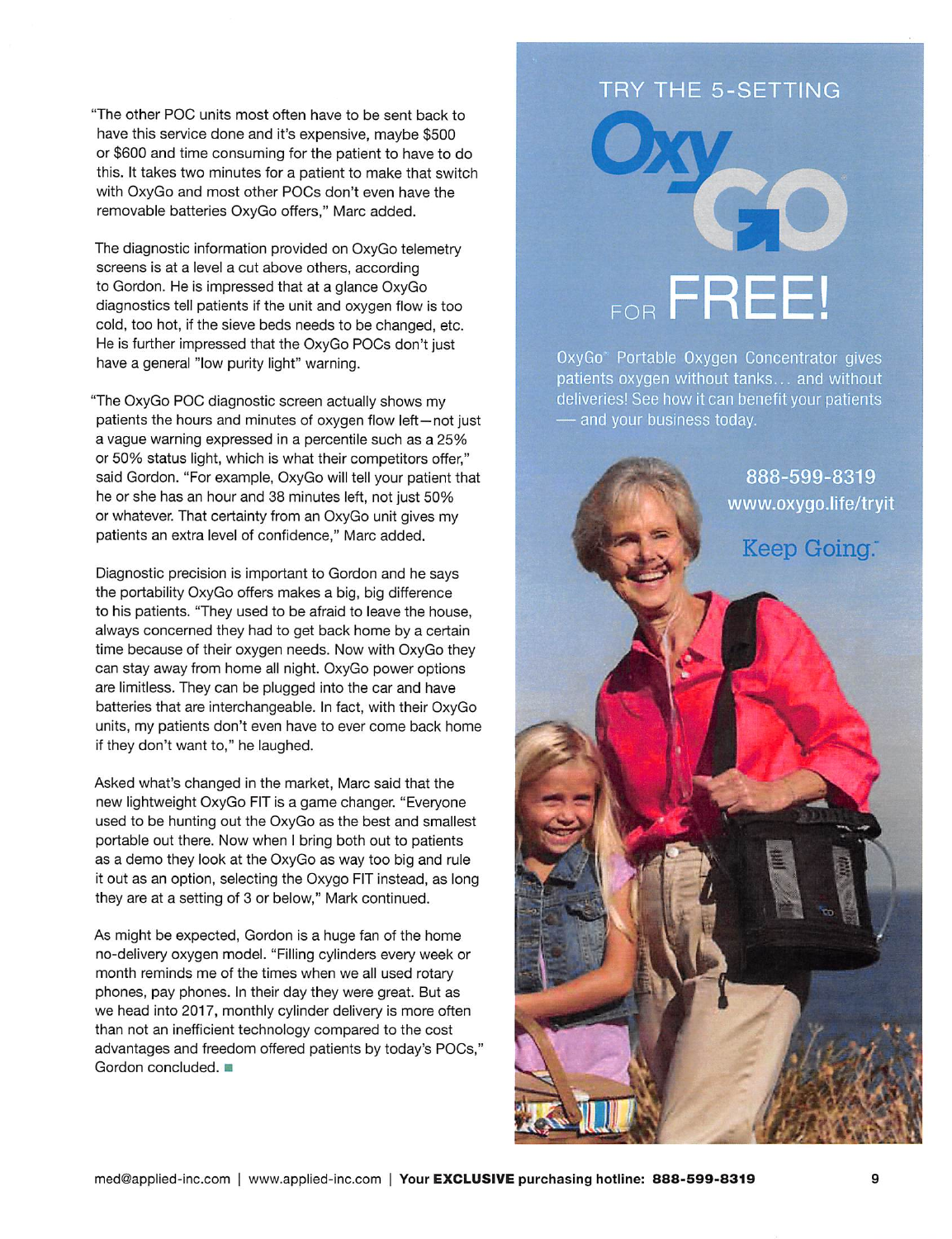"The other POC units most often have to be sent back to have this service done and it's expensive, maybe $500 or $600 and time consuming for the patient to have to do this. It takes two minutes for a patient to make that switch with OxyGo and most other POCs don't even have the removable batteries OxyGo offers," Marc added.

The diagnostic information provided on OxyGo telemetry screens is at a level a cut above others, according to Gordon. He is impressed that at a glance OxyGo diagnostics tell patients if the unit and oxygen flow is too cold, too hot, if the sieve beds needs to be changed, etc. He is further impressed that the OxyGo POCs don't just have a general "low purity light" warning.

"The OxyGo POC diagnostic screen actually shows my patients the hours and minutes of oxygen flow left—not just a vague warning expressed in a percentile such as a 25% or 50% status light, which is what their competitors offer," said Gordon. "For example, OxyGo will tell your patient that he or she has an hour and 38 minutes left, not just 50% or whatever. That certainty from an OxyGo unit gives my patients an extra level of confidence," Marc added.

Diagnostic precision is important to Gordon and he says the portability OxyGo offers makes a big, big difference to his patients. "They used to be afraid to leave the house, always concerned they had to get back home by a certain time because of their oxygen needs. Now with OxyGo they can stay away from home all night. OxyGo power options are limitless. They can be plugged into the car and have batteries that are interchangeable. In fact, with their OxyGo units, my patients don't even have to ever come back home if they don't want to," he laughed.

Asked what's changed in the market, Marc said that the new lightweight OxyGo FIT is a game changer. "Everyone used to be hunting out the OxyGo as the best and smallest portable out there. Now when I bring both out to patients as a demo they look at the OxyGo as way too big and rule it out as an option, selecting the Oxygo FIT instead, as long they are at a setting of 3 or below," Mark continued.

As might be expected, Gordon is a huge fan of the home no-delivery oxygen model. "Filling cylinders every week or month reminds me of the times when we all used rotary phones, pay phones. In their day they were great. But as we head into 2017, monthly cylinder delivery is more often than not an inefficient technology compared to the cost advantages and freedom offered patients by today's POCs," Gordon concluded.

TRY THE 5-SETTING

OxyGo

FOR FREE!

OxyGo™ Portable Oxygen Concentrator gives patients oxygen without tanks... and without deliveries! See how it can benefit your patients — and your business today.

888-599-8319
www.oxygo.life/tryit

Keep Going.™

med@applied-inc.com | www.applied-inc.com | Your **EXCLUSIVE** purchasing hotline: **888-599-8319**